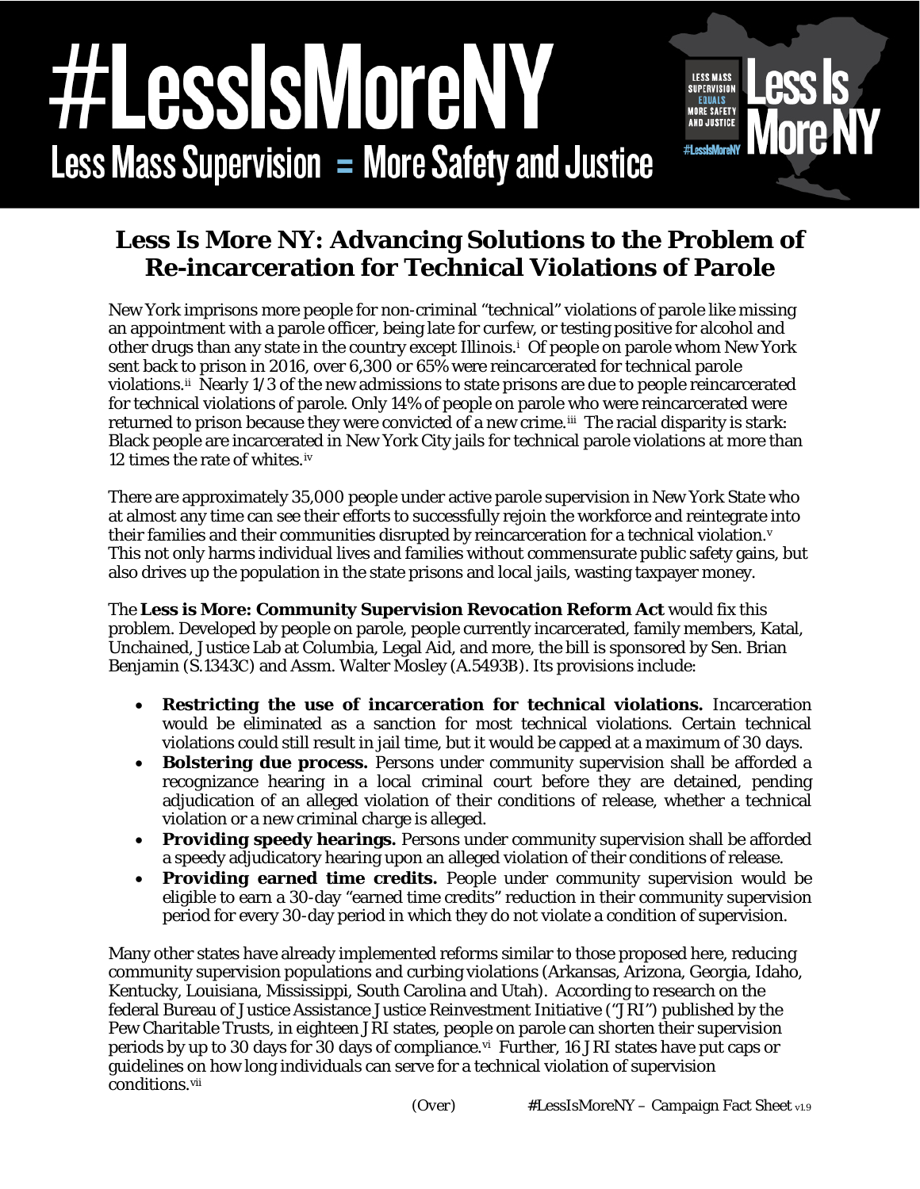# #LessIsMoreNY

Less Mass Supervision = More Safety and Justice

## Less Is More NY: Advancing Solutions to the Problem of Re-incarceration for Technical Violations of Parole

New York imprisons more people for non-criminal "technical" violations of parole like missing an appointment with a parole officer, being late for curfew, or testing positive for alcohol and other drugs than any state in the country except Illinois.[i] Of people on parole whom New York sent back to prison in 2016, over 6,300 or 65% were reincarcerated for technical parole violations.[ii] Nearly 1/3 of the new admissions to state prisons are due to people reincarcerated for technical violations of parole. Only 14% of people on parole who were reincarcerated were returned to prison because they were convicted of a new crime.[iii] The racial disparity is stark: Black people are incarcerated in New York City jails for technical parole violations at more than 12 times the rate of whites.[iv]

There are approximately 35,000 people under active parole supervision in New York State who at almost any time can see their efforts to successfully rejoin the workforce and reintegrate into their families and their communities disrupted by reincarceration for a technical violation.[v] This not only harms individual lives and families without commensurate public safety gains, but also drives up the population in the state prisons and local jails, wasting taxpayer money.

The **Less is More: Community Supervision Revocation Reform Act** would fix this problem. Developed by people on parole, people currently incarcerated, family members, Katal, Unchained, Justice Lab at Columbia, Legal Aid, and more, the bill is sponsored by Sen. Brian Benjamin (S.1343C) and Assm. Walter Mosley (A.5493B). Its provisions include:

- **Restricting the use of incarceration for technical violations.** Incarceration would be eliminated as a sanction for most technical violations. Certain technical violations could still result in jail time, but it would be capped at a maximum of 30 days.
- **Bolstering due process.** Persons under community supervision shall be afforded a recognizance hearing in a local criminal court before they are detained, pending adjudication of an alleged violation of their conditions of release, whether a technical violation or a new criminal charge is alleged.
- **Providing speedy hearings.** Persons under community supervision shall be afforded a speedy adjudicatory hearing upon an alleged violation of their conditions of release.
- **Providing earned time credits.** People under community supervision would be eligible to earn a 30-day "earned time credits" reduction in their community supervision period for every 30-day period in which they do not violate a condition of supervision.

Many other states have already implemented reforms similar to those proposed here, reducing community supervision populations and curbing violations (Arkansas, Arizona, Georgia, Idaho, Kentucky, Louisiana, Mississippi, South Carolina and Utah). According to research on the federal Bureau of Justice Assistance Justice Reinvestment Initiative ("JRI") published by the Pew Charitable Trusts, in eighteen JRI states, people on parole can shorten their supervision periods by up to 30 days for 30 days of compliance.[vi] Further, 16 JRI states have put caps or guidelines on how long individuals can serve for a technical violation of supervision conditions.[vii]

(Over)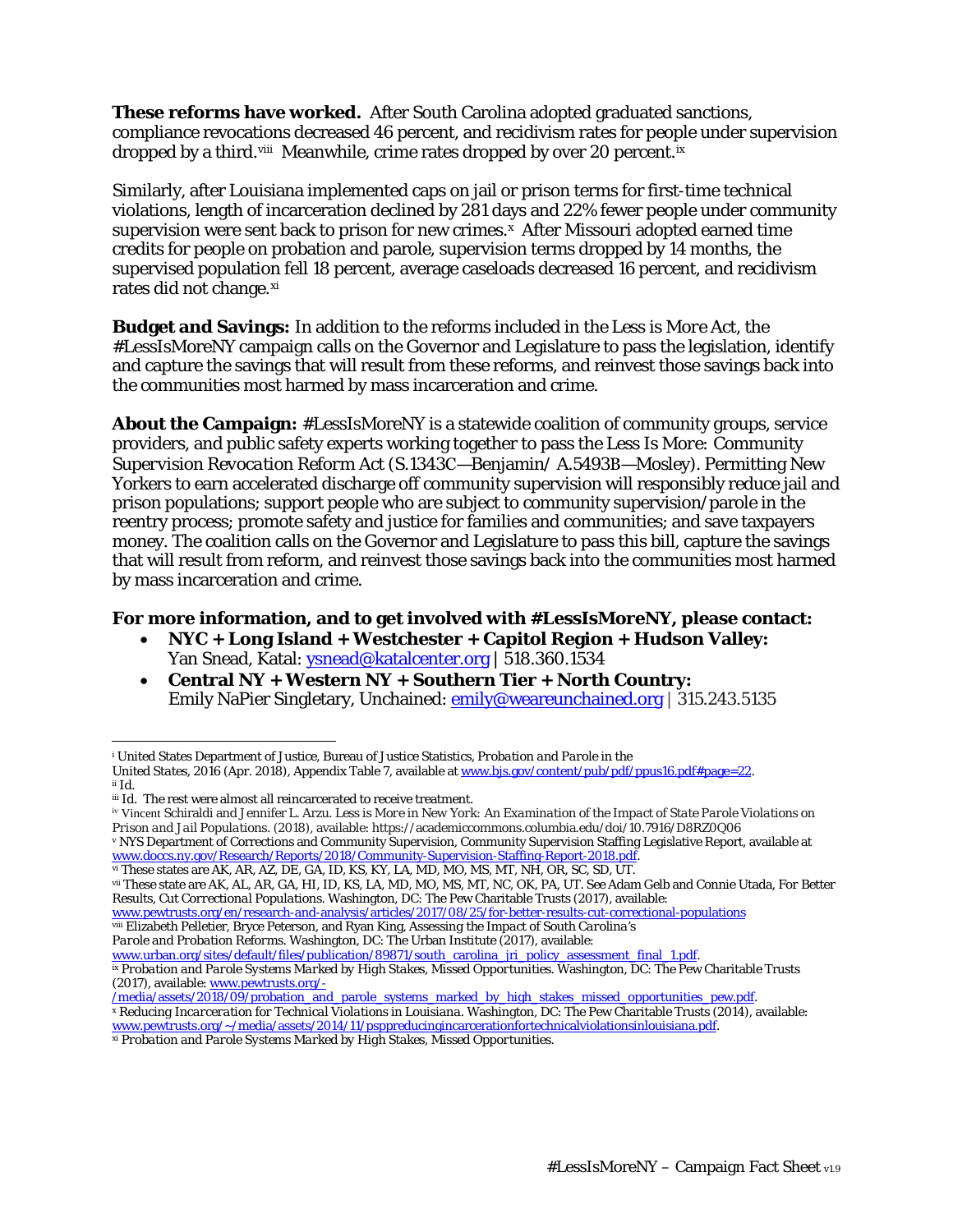**These reforms have worked.** After South Carolina adopted graduated sanctions, compliance revocations decreased 46 percent, and recidivism rates for people under supervision dropped by a third.[viii] Meanwhile, crime rates dropped by over 20 percent.[ix]

Similarly, after Louisiana implemented caps on jail or prison terms for first-time technical violations, length of incarceration declined by 281 days and 22% fewer people under community supervision were sent back to prison for new crimes.[x] After Missouri adopted earned time credits for people on probation and parole, supervision terms dropped by 14 months, the supervised population fell 18 percent, average caseloads decreased 16 percent, and recidivism rates did not change.[xi]

**Budget and Savings:** In addition to the reforms included in the *Less is More Act*, the #LessIsMoreNY campaign calls on the Governor and Legislature to pass the legislation, identify and capture the savings that will result from these reforms, and reinvest those savings back into the communities most harmed by mass incarceration and crime.

**About the Campaign:** #LessIsMoreNY is a statewide coalition of community groups, service providers, and public safety experts working together to pass the *Less Is More: Community Supervision Revocation Reform Act* (S.1343C—Benjamin/ A.5493B—Mosley). Permitting New Yorkers to earn accelerated discharge off community supervision will responsibly reduce jail and prison populations; support people who are subject to community supervision/parole in the reentry process; promote safety and justice for families and communities; and save taxpayers money. The coalition calls on the Governor and Legislature to pass this bill, capture the savings that will result from reform, and reinvest those savings back into the communities most harmed by mass incarceration and crime.

**For more information, and to get involved with #LessIsMoreNY, please contact:**

- **NYC + Long Island + Westchester + Capitol Region + Hudson Valley:**
  Yan Snead, Katal: ysnead@katalcenter.org | 518.360.1534
- **Central NY + Western NY + Southern Tier + North Country:**
  Emily NaPier Singletary, Unchained: emily@weareunchained.org | 315.243.5135

---

[i] United States Department of Justice, Bureau of Justice Statistics, *Probation and Parole in the United States, 2016* (Apr. 2018), Appendix Table 7, available at www.bjs.gov/content/pub/pdf/ppus16.pdf#page=22.

[ii] *Id.*

[iii] *Id.* The rest were almost all reincarcerated to receive treatment.

[iv] Vincent Schiraldi and Jennifer L. Arzu. *Less is More in New York: An Examination of the Impact of State Parole Violations on Prison and Jail Populations.* (2018), available: https://academiccommons.columbia.edu/doi/10.7916/D8RZ0Q06

[v] NYS Department of Corrections and Community Supervision, Community Supervision Staffing Legislative Report, available at www.doccs.ny.gov/Research/Reports/2018/Community-Supervision-Staffing-Report-2018.pdf.

[vi] These states are AK, AR, AZ, DE, GA, ID, KS, KY, LA, MD, MO, MS, MT, NH, OR, SC, SD, UT.

[vii] These state are AK, AL, AR, GA, HI, ID, KS, LA, MD, MO, MS, MT, NC, OK, PA, UT. See Adam Gelb and Connie Utada, For Better Results, *Cut Correctional Populations*. Washington, DC: The Pew Charitable Trusts (2017), available: www.pewtrusts.org/en/research-and-analysis/articles/2017/08/25/for-better-results-cut-correctional-populations

[viii] Elizabeth Pelletier, Bryce Peterson, and Ryan King, *Assessing the Impact of South Carolina's Parole and Probation Reforms*. Washington, DC: The Urban Institute (2017), available: www.urban.org/sites/default/files/publication/89871/south_carolina_jri_policy_assessment_final_1.pdf.

[ix] *Probation and Parole Systems Marked by High Stakes, Missed Opportunities*. Washington, DC: The Pew Charitable Trusts (2017), available: www.pewtrusts.org/-/media/assets/2018/09/probation_and_parole_systems_marked_by_high_stakes_missed_opportunities_pew.pdf.

[x] *Reducing Incarceration for Technical Violations in Louisiana*. Washington, DC: The Pew Charitable Trusts (2014), available: www.pewtrusts.org/~/media/assets/2014/11/psppreducingincarcerationfortechnicalviolationsinlouisiana.pdf.

[xi] *Probation and Parole Systems Marked by High Stakes, Missed Opportunities*.